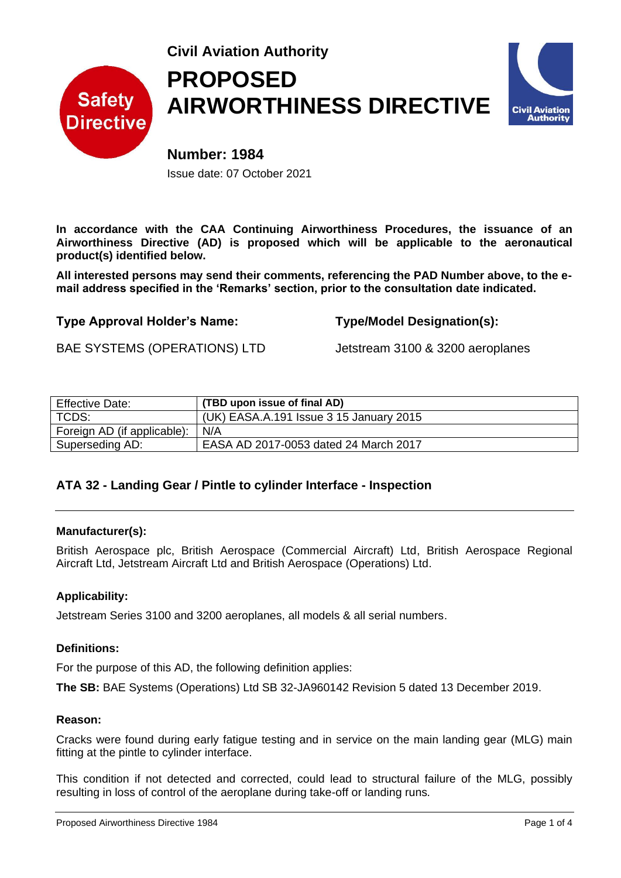Civil Aviation Authority

# PROPOSED AIRWORTHINESS DIRECTIVE

Safety Directive

Civil Aviation Authority

## Number: 1984

Issue date: 07 October 2021

**In accordance with the CAA Continuing Airworthiness Procedures, the issuance of an Airworthiness Directive (AD) is proposed which will be applicable to the aeronautical product(s) identified below.**

**All interested persons may send their comments, referencing the PAD Number above, to the e-mail address specified in the 'Remarks' section, prior to the consultation date indicated.**

**Type Approval Holder's Name:**

BAE SYSTEMS (OPERATIONS) LTD

**Type/Model Designation(s):**

Jetstream 3100 & 3200 aeroplanes

| Effective Date: | **(TBD upon issue of final AD)** |
|---|---|
| TCDS: | (UK) EASA.A.191 Issue 3 15 January 2015 |
| Foreign AD (if applicable): | N/A |
| Superseding AD: | EASA AD 2017-0053 dated 24 March 2017 |

### ATA 32 - Landing Gear / Pintle to cylinder Interface - Inspection

**Manufacturer(s):**

British Aerospace plc, British Aerospace (Commercial Aircraft) Ltd, British Aerospace Regional Aircraft Ltd, Jetstream Aircraft Ltd and British Aerospace (Operations) Ltd.

**Applicability:**

Jetstream Series 3100 and 3200 aeroplanes, all models & all serial numbers.

**Definitions:**

For the purpose of this AD, the following definition applies:

**The SB:** BAE Systems (Operations) Ltd SB 32-JA960142 Revision 5 dated 13 December 2019.

**Reason:**

Cracks were found during early fatigue testing and in service on the main landing gear (MLG) main fitting at the pintle to cylinder interface.

This condition if not detected and corrected, could lead to structural failure of the MLG, possibly resulting in loss of control of the aeroplane during take-off or landing runs.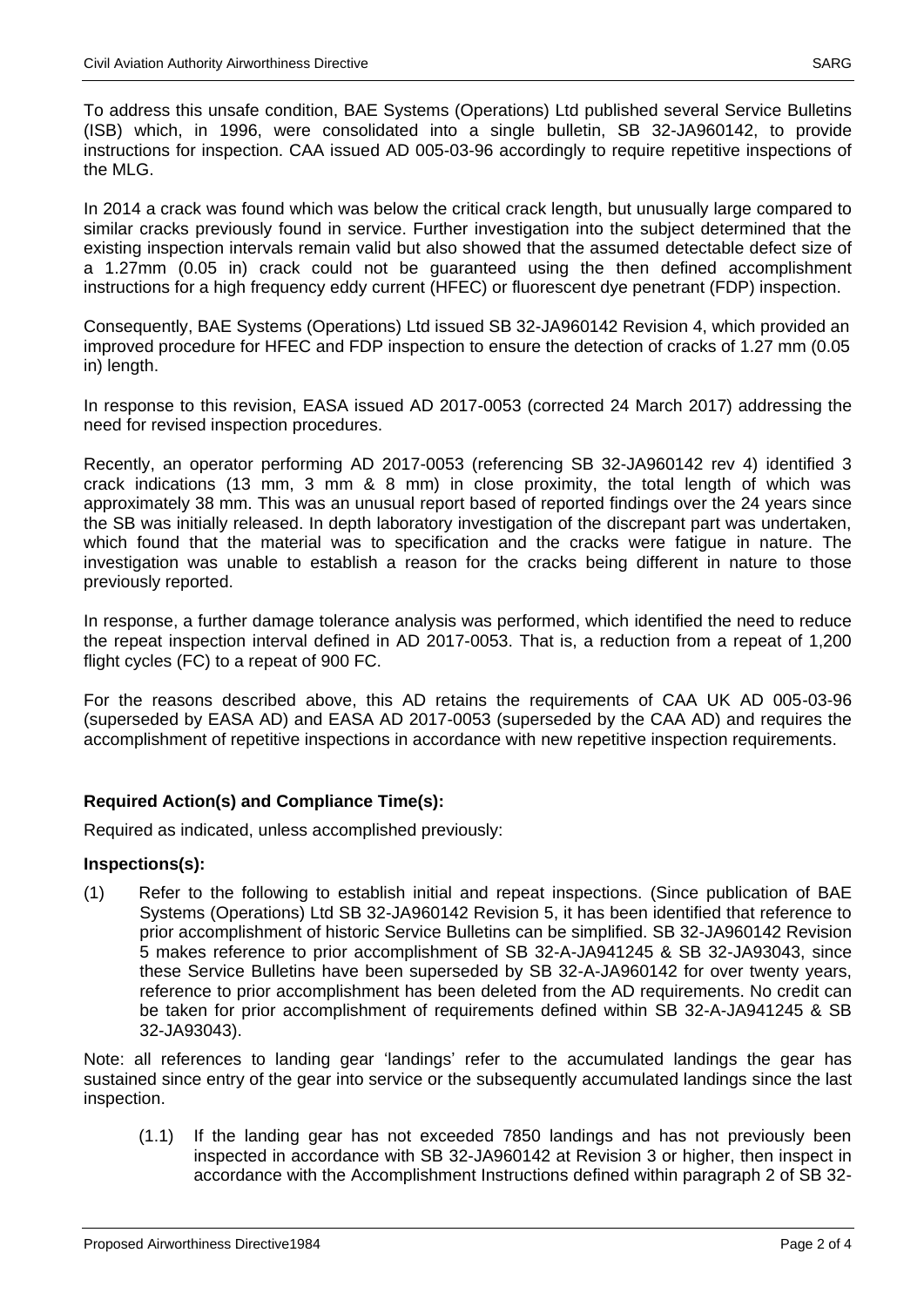To address this unsafe condition, BAE Systems (Operations) Ltd published several Service Bulletins (ISB) which, in 1996, were consolidated into a single bulletin, SB 32-JA960142, to provide instructions for inspection. CAA issued AD 005-03-96 accordingly to require repetitive inspections of the MLG.

In 2014 a crack was found which was below the critical crack length, but unusually large compared to similar cracks previously found in service. Further investigation into the subject determined that the existing inspection intervals remain valid but also showed that the assumed detectable defect size of a 1.27mm (0.05 in) crack could not be guaranteed using the then defined accomplishment instructions for a high frequency eddy current (HFEC) or fluorescent dye penetrant (FDP) inspection.

Consequently, BAE Systems (Operations) Ltd issued SB 32-JA960142 Revision 4, which provided an improved procedure for HFEC and FDP inspection to ensure the detection of cracks of 1.27 mm (0.05 in) length.

In response to this revision, EASA issued AD 2017-0053 (corrected 24 March 2017) addressing the need for revised inspection procedures.

Recently, an operator performing AD 2017-0053 (referencing SB 32-JA960142 rev 4) identified 3 crack indications (13 mm, 3 mm & 8 mm) in close proximity, the total length of which was approximately 38 mm. This was an unusual report based of reported findings over the 24 years since the SB was initially released. In depth laboratory investigation of the discrepant part was undertaken, which found that the material was to specification and the cracks were fatigue in nature. The investigation was unable to establish a reason for the cracks being different in nature to those previously reported.

In response, a further damage tolerance analysis was performed, which identified the need to reduce the repeat inspection interval defined in AD 2017-0053. That is, a reduction from a repeat of 1,200 flight cycles (FC) to a repeat of 900 FC.

For the reasons described above, this AD retains the requirements of CAA UK AD 005-03-96 (superseded by EASA AD) and EASA AD 2017-0053 (superseded by the CAA AD) and requires the accomplishment of repetitive inspections in accordance with new repetitive inspection requirements.

**Required Action(s) and Compliance Time(s):**

Required as indicated, unless accomplished previously:

**Inspections(s):**

(1) Refer to the following to establish initial and repeat inspections. (Since publication of BAE Systems (Operations) Ltd SB 32-JA960142 Revision 5, it has been identified that reference to prior accomplishment of historic Service Bulletins can be simplified. SB 32-JA960142 Revision 5 makes reference to prior accomplishment of SB 32-A-JA941245 & SB 32-JA93043, since these Service Bulletins have been superseded by SB 32-A-JA960142 for over twenty years, reference to prior accomplishment has been deleted from the AD requirements. No credit can be taken for prior accomplishment of requirements defined within SB 32-A-JA941245 & SB 32-JA93043).

Note: all references to landing gear 'landings' refer to the accumulated landings the gear has sustained since entry of the gear into service or the subsequently accumulated landings since the last inspection.

(1.1) If the landing gear has not exceeded 7850 landings and has not previously been inspected in accordance with SB 32-JA960142 at Revision 3 or higher, then inspect in accordance with the Accomplishment Instructions defined within paragraph 2 of SB 32-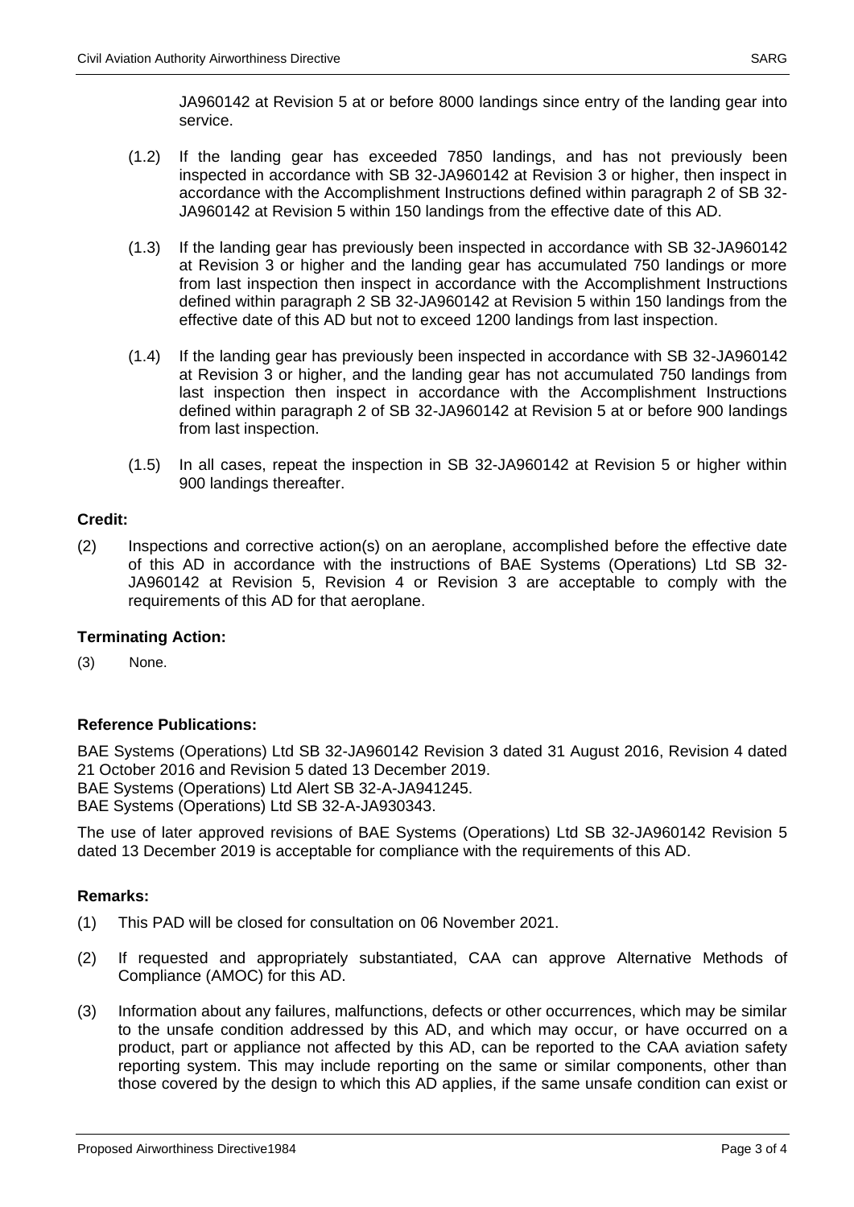JA960142 at Revision 5 at or before 8000 landings since entry of the landing gear into service.

(1.2) If the landing gear has exceeded 7850 landings, and has not previously been inspected in accordance with SB 32-JA960142 at Revision 3 or higher, then inspect in accordance with the Accomplishment Instructions defined within paragraph 2 of SB 32-JA960142 at Revision 5 within 150 landings from the effective date of this AD.

(1.3) If the landing gear has previously been inspected in accordance with SB 32-JA960142 at Revision 3 or higher and the landing gear has accumulated 750 landings or more from last inspection then inspect in accordance with the Accomplishment Instructions defined within paragraph 2 SB 32-JA960142 at Revision 5 within 150 landings from the effective date of this AD but not to exceed 1200 landings from last inspection.

(1.4) If the landing gear has previously been inspected in accordance with SB 32-JA960142 at Revision 3 or higher, and the landing gear has not accumulated 750 landings from last inspection then inspect in accordance with the Accomplishment Instructions defined within paragraph 2 of SB 32-JA960142 at Revision 5 at or before 900 landings from last inspection.

(1.5) In all cases, repeat the inspection in SB 32-JA960142 at Revision 5 or higher within 900 landings thereafter.

**Credit:**

(2) Inspections and corrective action(s) on an aeroplane, accomplished before the effective date of this AD in accordance with the instructions of BAE Systems (Operations) Ltd SB 32-JA960142 at Revision 5, Revision 4 or Revision 3 are acceptable to comply with the requirements of this AD for that aeroplane.

**Terminating Action:**

(3) None.

**Reference Publications:**

BAE Systems (Operations) Ltd SB 32-JA960142 Revision 3 dated 31 August 2016, Revision 4 dated 21 October 2016 and Revision 5 dated 13 December 2019.
BAE Systems (Operations) Ltd Alert SB 32-A-JA941245.
BAE Systems (Operations) Ltd SB 32-A-JA930343.

The use of later approved revisions of BAE Systems (Operations) Ltd SB 32-JA960142 Revision 5 dated 13 December 2019 is acceptable for compliance with the requirements of this AD.

**Remarks:**

(1) This PAD will be closed for consultation on 06 November 2021.

(2) If requested and appropriately substantiated, CAA can approve Alternative Methods of Compliance (AMOC) for this AD.

(3) Information about any failures, malfunctions, defects or other occurrences, which may be similar to the unsafe condition addressed by this AD, and which may occur, or have occurred on a product, part or appliance not affected by this AD, can be reported to the CAA aviation safety reporting system. This may include reporting on the same or similar components, other than those covered by the design to which this AD applies, if the same unsafe condition can exist or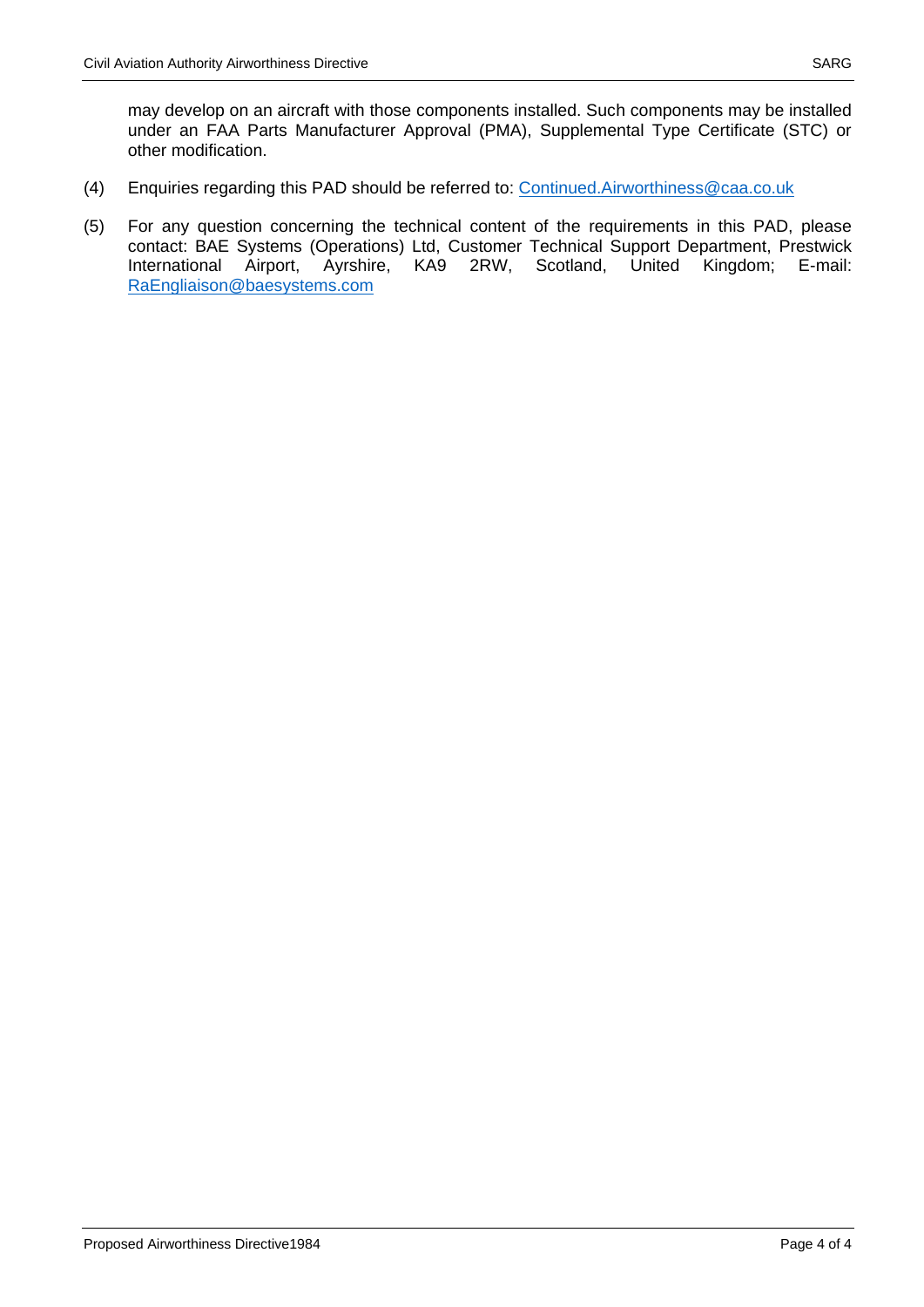may develop on an aircraft with those components installed. Such components may be installed under an FAA Parts Manufacturer Approval (PMA), Supplemental Type Certificate (STC) or other modification.

(4) Enquiries regarding this PAD should be referred to: Continued.Airworthiness@caa.co.uk

(5) For any question concerning the technical content of the requirements in this PAD, please contact: BAE Systems (Operations) Ltd, Customer Technical Support Department, Prestwick International Airport, Ayrshire, KA9 2RW, Scotland, United Kingdom; E-mail: RaEngliaison@baesystems.com